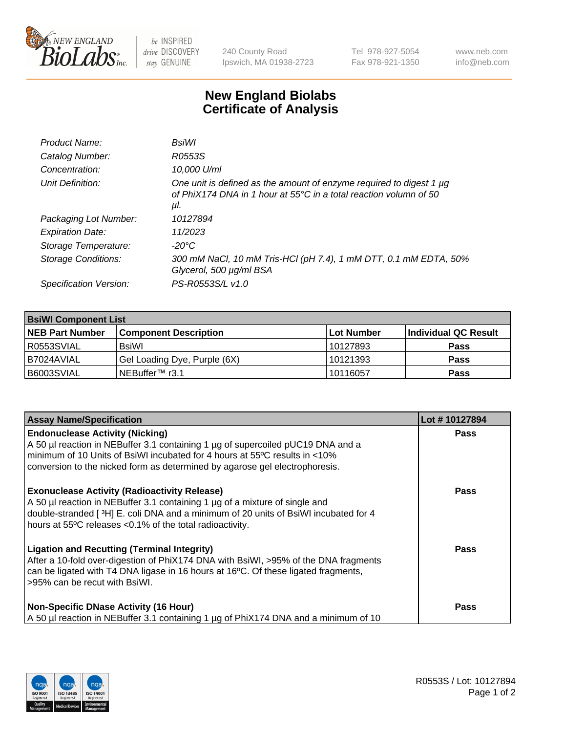New England BioLabs Inc. — be INSPIRED drive DISCOVERY stay GENUINE

240 County Road
Ipswich, MA 01938-2723

Tel 978-927-5054
Fax 978-921-1350

www.neb.com
info@neb.com

# New England Biolabs Certificate of Analysis

| | |
|---|---|
| *Product Name:* | *BsiWI* |
| *Catalog Number:* | *R0553S* |
| *Concentration:* | *10,000 U/ml* |
| *Unit Definition:* | *One unit is defined as the amount of enzyme required to digest 1 µg of PhiX174 DNA in 1 hour at 55°C in a total reaction volumn of 50 µl.* |
| *Packaging Lot Number:* | *10127894* |
| *Expiration Date:* | *11/2023* |
| *Storage Temperature:* | *-20°C* |
| *Storage Conditions:* | *300 mM NaCl, 10 mM Tris-HCl (pH 7.4), 1 mM DTT, 0.1 mM EDTA, 50% Glycerol, 500 µg/ml BSA* |
| *Specification Version:* | *PS-R0553S/L v1.0* |

| **BsiWI Component List** | | | |
|---|---|---|---|
| **NEB Part Number** | **Component Description** | **Lot Number** | **Individual QC Result** |
| R0553SVIAL | BsiWI | 10127893 | **Pass** |
| B7024AVIAL | Gel Loading Dye, Purple (6X) | 10121393 | **Pass** |
| B6003SVIAL | NEBuffer™ r3.1 | 10116057 | **Pass** |

| **Assay Name/Specification** | **Lot # 10127894** |
|---|---|
| **Endonuclease Activity (Nicking)**<br>A 50 µl reaction in NEBuffer 3.1 containing 1 µg of supercoiled pUC19 DNA and a minimum of 10 Units of BsiWI incubated for 4 hours at 55ºC results in <10% conversion to the nicked form as determined by agarose gel electrophoresis. | **Pass** |
| **Exonuclease Activity (Radioactivity Release)**<br>A 50 µl reaction in NEBuffer 3.1 containing 1 µg of a mixture of single and double-stranded [ $^{3}$H] E. coli DNA and a minimum of 20 units of BsiWI incubated for 4 hours at 55ºC releases <0.1% of the total radioactivity. | **Pass** |
| **Ligation and Recutting (Terminal Integrity)**<br>After a 10-fold over-digestion of PhiX174 DNA with BsiWI, >95% of the DNA fragments can be ligated with T4 DNA ligase in 16 hours at 16ºC. Of these ligated fragments, >95% can be recut with BsiWI. | **Pass** |
| **Non-Specific DNase Activity (16 Hour)**<br>A 50 µl reaction in NEBuffer 3.1 containing 1 µg of PhiX174 DNA and a minimum of 10 | **Pass** |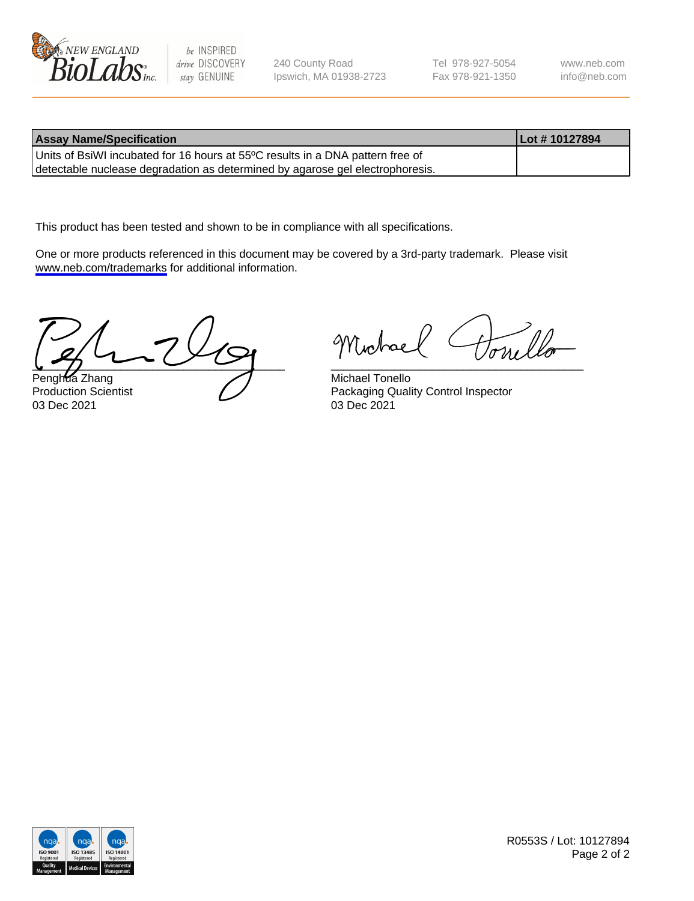| Assay Name/Specification | Lot # 10127894 |
| --- | --- |
| Units of BsiWI incubated for 16 hours at 55ºC results in a DNA pattern free of detectable nuclease degradation as determined by agarose gel electrophoresis. | |

This product has been tested and shown to be in compliance with all specifications.

One or more products referenced in this document may be covered by a 3rd-party trademark. Please visit www.neb.com/trademarks for additional information.

Penghua Zhang
Production Scientist
03 Dec 2021

Michael Tonello
Packaging Quality Control Inspector
03 Dec 2021

R0553S / Lot: 10127894